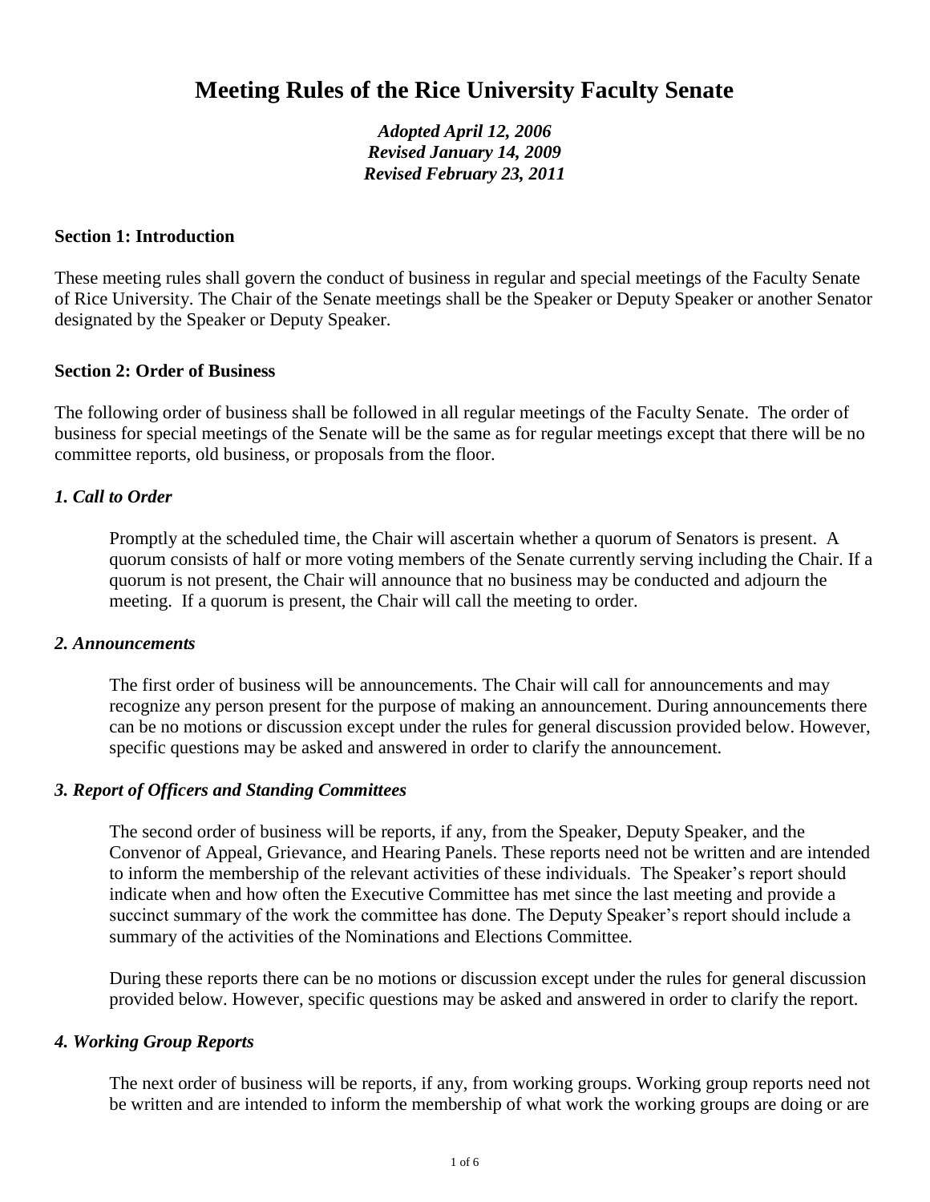# Meeting Rules of the Rice University Faculty Senate

***Adopted April 12, 2006***
***Revised January 14, 2009***
***Revised February 23, 2011***

**Section 1: Introduction**

These meeting rules shall govern the conduct of business in regular and special meetings of the Faculty Senate of Rice University. The Chair of the Senate meetings shall be the Speaker or Deputy Speaker or another Senator designated by the Speaker or Deputy Speaker.

**Section 2: Order of Business**

The following order of business shall be followed in all regular meetings of the Faculty Senate. The order of business for special meetings of the Senate will be the same as for regular meetings except that there will be no committee reports, old business, or proposals from the floor.

***1. Call to Order***

Promptly at the scheduled time, the Chair will ascertain whether a quorum of Senators is present. A quorum consists of half or more voting members of the Senate currently serving including the Chair. If a quorum is not present, the Chair will announce that no business may be conducted and adjourn the meeting. If a quorum is present, the Chair will call the meeting to order.

***2. Announcements***

The first order of business will be announcements. The Chair will call for announcements and may recognize any person present for the purpose of making an announcement. During announcements there can be no motions or discussion except under the rules for general discussion provided below. However, specific questions may be asked and answered in order to clarify the announcement.

***3. Report of Officers and Standing Committees***

The second order of business will be reports, if any, from the Speaker, Deputy Speaker, and the Convenor of Appeal, Grievance, and Hearing Panels. These reports need not be written and are intended to inform the membership of the relevant activities of these individuals. The Speaker's report should indicate when and how often the Executive Committee has met since the last meeting and provide a succinct summary of the work the committee has done. The Deputy Speaker's report should include a summary of the activities of the Nominations and Elections Committee.

During these reports there can be no motions or discussion except under the rules for general discussion provided below. However, specific questions may be asked and answered in order to clarify the report.

***4. Working Group Reports***

The next order of business will be reports, if any, from working groups. Working group reports need not be written and are intended to inform the membership of what work the working groups are doing or are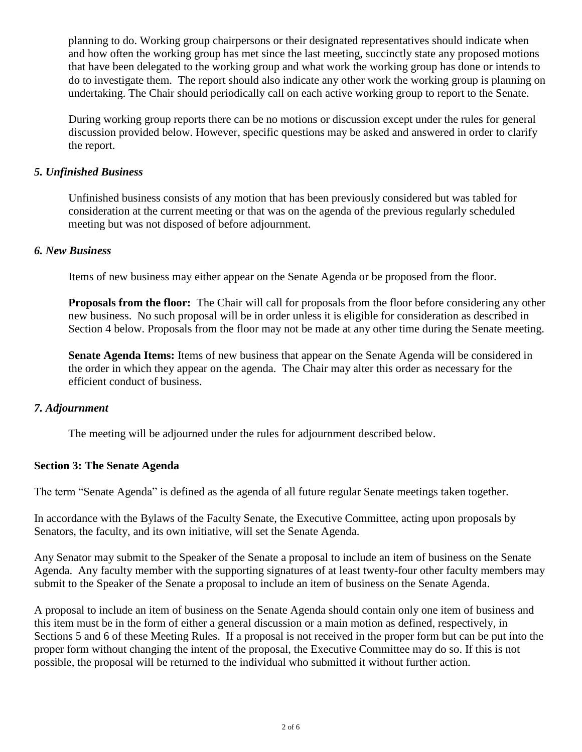planning to do. Working group chairpersons or their designated representatives should indicate when and how often the working group has met since the last meeting, succinctly state any proposed motions that have been delegated to the working group and what work the working group has done or intends to do to investigate them. The report should also indicate any other work the working group is planning on undertaking. The Chair should periodically call on each active working group to report to the Senate.

During working group reports there can be no motions or discussion except under the rules for general discussion provided below. However, specific questions may be asked and answered in order to clarify the report.

### *5. Unfinished Business*

Unfinished business consists of any motion that has been previously considered but was tabled for consideration at the current meeting or that was on the agenda of the previous regularly scheduled meeting but was not disposed of before adjournment.

### *6. New Business*

Items of new business may either appear on the Senate Agenda or be proposed from the floor.

**Proposals from the floor:** The Chair will call for proposals from the floor before considering any other new business. No such proposal will be in order unless it is eligible for consideration as described in Section 4 below. Proposals from the floor may not be made at any other time during the Senate meeting.

**Senate Agenda Items:** Items of new business that appear on the Senate Agenda will be considered in the order in which they appear on the agenda. The Chair may alter this order as necessary for the efficient conduct of business.

### *7. Adjournment*

The meeting will be adjourned under the rules for adjournment described below.

## Section 3: The Senate Agenda

The term "Senate Agenda" is defined as the agenda of all future regular Senate meetings taken together.

In accordance with the Bylaws of the Faculty Senate, the Executive Committee, acting upon proposals by Senators, the faculty, and its own initiative, will set the Senate Agenda.

Any Senator may submit to the Speaker of the Senate a proposal to include an item of business on the Senate Agenda. Any faculty member with the supporting signatures of at least twenty-four other faculty members may submit to the Speaker of the Senate a proposal to include an item of business on the Senate Agenda.

A proposal to include an item of business on the Senate Agenda should contain only one item of business and this item must be in the form of either a general discussion or a main motion as defined, respectively, in Sections 5 and 6 of these Meeting Rules. If a proposal is not received in the proper form but can be put into the proper form without changing the intent of the proposal, the Executive Committee may do so. If this is not possible, the proposal will be returned to the individual who submitted it without further action.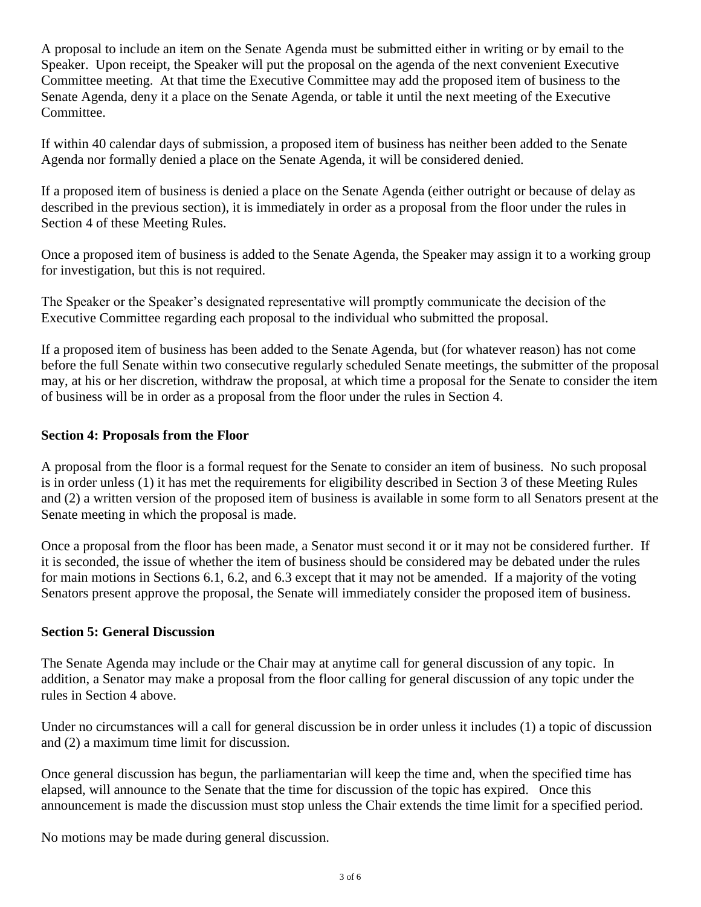A proposal to include an item on the Senate Agenda must be submitted either in writing or by email to the Speaker. Upon receipt, the Speaker will put the proposal on the agenda of the next convenient Executive Committee meeting. At that time the Executive Committee may add the proposed item of business to the Senate Agenda, deny it a place on the Senate Agenda, or table it until the next meeting of the Executive Committee.

If within 40 calendar days of submission, a proposed item of business has neither been added to the Senate Agenda nor formally denied a place on the Senate Agenda, it will be considered denied.

If a proposed item of business is denied a place on the Senate Agenda (either outright or because of delay as described in the previous section), it is immediately in order as a proposal from the floor under the rules in Section 4 of these Meeting Rules.

Once a proposed item of business is added to the Senate Agenda, the Speaker may assign it to a working group for investigation, but this is not required.

The Speaker or the Speaker's designated representative will promptly communicate the decision of the Executive Committee regarding each proposal to the individual who submitted the proposal.

If a proposed item of business has been added to the Senate Agenda, but (for whatever reason) has not come before the full Senate within two consecutive regularly scheduled Senate meetings, the submitter of the proposal may, at his or her discretion, withdraw the proposal, at which time a proposal for the Senate to consider the item of business will be in order as a proposal from the floor under the rules in Section 4.

**Section 4: Proposals from the Floor**

A proposal from the floor is a formal request for the Senate to consider an item of business. No such proposal is in order unless (1) it has met the requirements for eligibility described in Section 3 of these Meeting Rules and (2) a written version of the proposed item of business is available in some form to all Senators present at the Senate meeting in which the proposal is made.

Once a proposal from the floor has been made, a Senator must second it or it may not be considered further. If it is seconded, the issue of whether the item of business should be considered may be debated under the rules for main motions in Sections 6.1, 6.2, and 6.3 except that it may not be amended. If a majority of the voting Senators present approve the proposal, the Senate will immediately consider the proposed item of business.

**Section 5: General Discussion**

The Senate Agenda may include or the Chair may at anytime call for general discussion of any topic. In addition, a Senator may make a proposal from the floor calling for general discussion of any topic under the rules in Section 4 above.

Under no circumstances will a call for general discussion be in order unless it includes (1) a topic of discussion and (2) a maximum time limit for discussion.

Once general discussion has begun, the parliamentarian will keep the time and, when the specified time has elapsed, will announce to the Senate that the time for discussion of the topic has expired. Once this announcement is made the discussion must stop unless the Chair extends the time limit for a specified period.

No motions may be made during general discussion.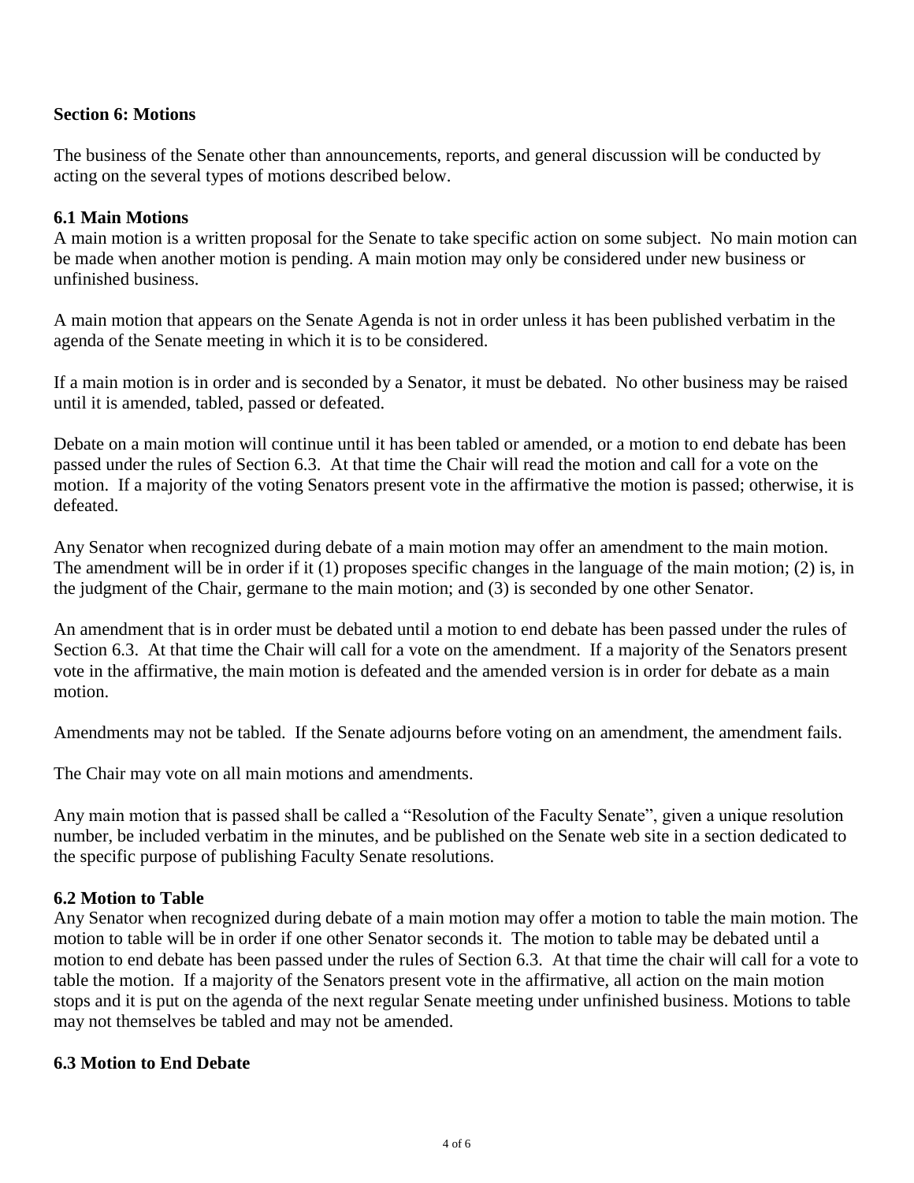## Section 6: Motions

The business of the Senate other than announcements, reports, and general discussion will be conducted by acting on the several types of motions described below.

### 6.1 Main Motions

A main motion is a written proposal for the Senate to take specific action on some subject. No main motion can be made when another motion is pending. A main motion may only be considered under new business or unfinished business.

A main motion that appears on the Senate Agenda is not in order unless it has been published verbatim in the agenda of the Senate meeting in which it is to be considered.

If a main motion is in order and is seconded by a Senator, it must be debated. No other business may be raised until it is amended, tabled, passed or defeated.

Debate on a main motion will continue until it has been tabled or amended, or a motion to end debate has been passed under the rules of Section 6.3. At that time the Chair will read the motion and call for a vote on the motion. If a majority of the voting Senators present vote in the affirmative the motion is passed; otherwise, it is defeated.

Any Senator when recognized during debate of a main motion may offer an amendment to the main motion. The amendment will be in order if it (1) proposes specific changes in the language of the main motion; (2) is, in the judgment of the Chair, germane to the main motion; and (3) is seconded by one other Senator.

An amendment that is in order must be debated until a motion to end debate has been passed under the rules of Section 6.3. At that time the Chair will call for a vote on the amendment. If a majority of the Senators present vote in the affirmative, the main motion is defeated and the amended version is in order for debate as a main motion.

Amendments may not be tabled. If the Senate adjourns before voting on an amendment, the amendment fails.

The Chair may vote on all main motions and amendments.

Any main motion that is passed shall be called a "Resolution of the Faculty Senate", given a unique resolution number, be included verbatim in the minutes, and be published on the Senate web site in a section dedicated to the specific purpose of publishing Faculty Senate resolutions.

### 6.2 Motion to Table

Any Senator when recognized during debate of a main motion may offer a motion to table the main motion. The motion to table will be in order if one other Senator seconds it. The motion to table may be debated until a motion to end debate has been passed under the rules of Section 6.3. At that time the chair will call for a vote to table the motion. If a majority of the Senators present vote in the affirmative, all action on the main motion stops and it is put on the agenda of the next regular Senate meeting under unfinished business. Motions to table may not themselves be tabled and may not be amended.

### 6.3 Motion to End Debate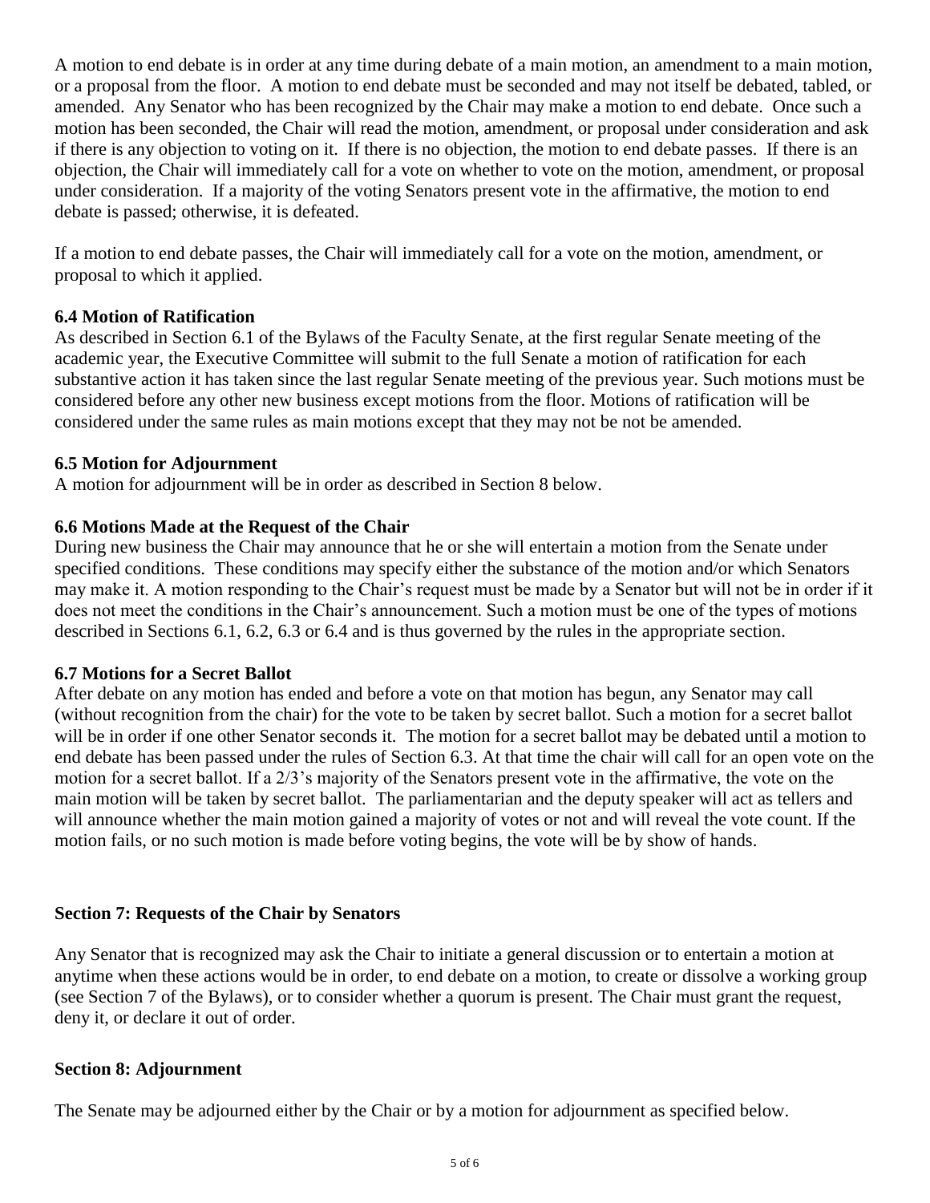A motion to end debate is in order at any time during debate of a main motion, an amendment to a main motion, or a proposal from the floor. A motion to end debate must be seconded and may not itself be debated, tabled, or amended. Any Senator who has been recognized by the Chair may make a motion to end debate. Once such a motion has been seconded, the Chair will read the motion, amendment, or proposal under consideration and ask if there is any objection to voting on it. If there is no objection, the motion to end debate passes. If there is an objection, the Chair will immediately call for a vote on whether to vote on the motion, amendment, or proposal under consideration. If a majority of the voting Senators present vote in the affirmative, the motion to end debate is passed; otherwise, it is defeated.

If a motion to end debate passes, the Chair will immediately call for a vote on the motion, amendment, or proposal to which it applied.

### 6.4 Motion of Ratification

As described in Section 6.1 of the Bylaws of the Faculty Senate, at the first regular Senate meeting of the academic year, the Executive Committee will submit to the full Senate a motion of ratification for each substantive action it has taken since the last regular Senate meeting of the previous year. Such motions must be considered before any other new business except motions from the floor. Motions of ratification will be considered under the same rules as main motions except that they may not be not be amended.

### 6.5 Motion for Adjournment

A motion for adjournment will be in order as described in Section 8 below.

### 6.6 Motions Made at the Request of the Chair

During new business the Chair may announce that he or she will entertain a motion from the Senate under specified conditions. These conditions may specify either the substance of the motion and/or which Senators may make it. A motion responding to the Chair's request must be made by a Senator but will not be in order if it does not meet the conditions in the Chair's announcement. Such a motion must be one of the types of motions described in Sections 6.1, 6.2, 6.3 or 6.4 and is thus governed by the rules in the appropriate section.

### 6.7 Motions for a Secret Ballot

After debate on any motion has ended and before a vote on that motion has begun, any Senator may call (without recognition from the chair) for the vote to be taken by secret ballot. Such a motion for a secret ballot will be in order if one other Senator seconds it. The motion for a secret ballot may be debated until a motion to end debate has been passed under the rules of Section 6.3. At that time the chair will call for an open vote on the motion for a secret ballot. If a 2/3's majority of the Senators present vote in the affirmative, the vote on the main motion will be taken by secret ballot. The parliamentarian and the deputy speaker will act as tellers and will announce whether the main motion gained a majority of votes or not and will reveal the vote count. If the motion fails, or no such motion is made before voting begins, the vote will be by show of hands.

## Section 7: Requests of the Chair by Senators

Any Senator that is recognized may ask the Chair to initiate a general discussion or to entertain a motion at anytime when these actions would be in order, to end debate on a motion, to create or dissolve a working group (see Section 7 of the Bylaws), or to consider whether a quorum is present. The Chair must grant the request, deny it, or declare it out of order.

## Section 8: Adjournment

The Senate may be adjourned either by the Chair or by a motion for adjournment as specified below.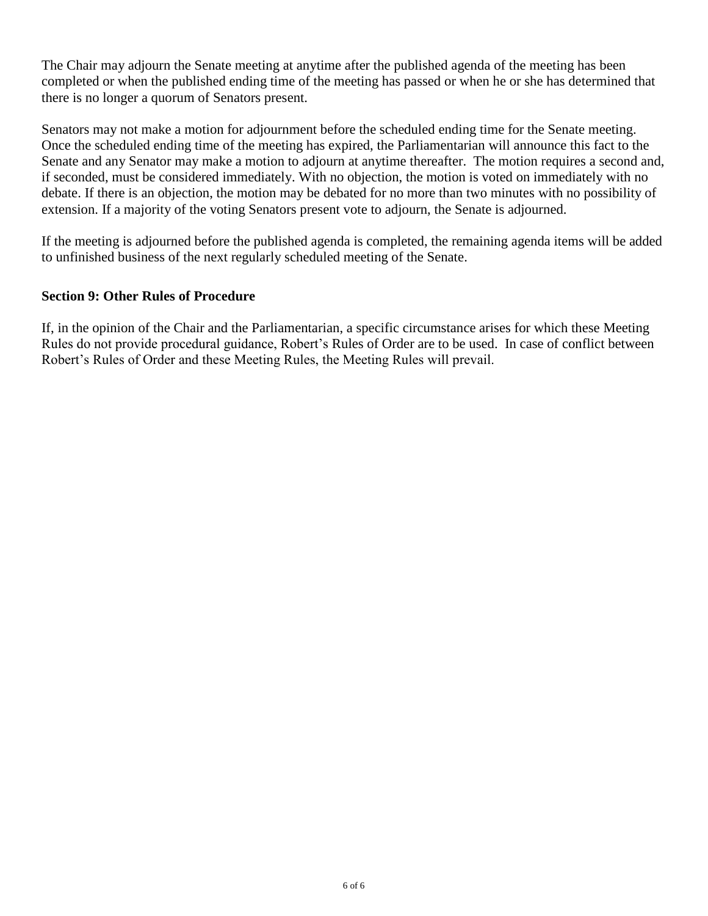The Chair may adjourn the Senate meeting at anytime after the published agenda of the meeting has been completed or when the published ending time of the meeting has passed or when he or she has determined that there is no longer a quorum of Senators present.

Senators may not make a motion for adjournment before the scheduled ending time for the Senate meeting. Once the scheduled ending time of the meeting has expired, the Parliamentarian will announce this fact to the Senate and any Senator may make a motion to adjourn at anytime thereafter. The motion requires a second and, if seconded, must be considered immediately. With no objection, the motion is voted on immediately with no debate. If there is an objection, the motion may be debated for no more than two minutes with no possibility of extension. If a majority of the voting Senators present vote to adjourn, the Senate is adjourned.

If the meeting is adjourned before the published agenda is completed, the remaining agenda items will be added to unfinished business of the next regularly scheduled meeting of the Senate.

**Section 9: Other Rules of Procedure**

If, in the opinion of the Chair and the Parliamentarian, a specific circumstance arises for which these Meeting Rules do not provide procedural guidance, Robert's Rules of Order are to be used. In case of conflict between Robert's Rules of Order and these Meeting Rules, the Meeting Rules will prevail.